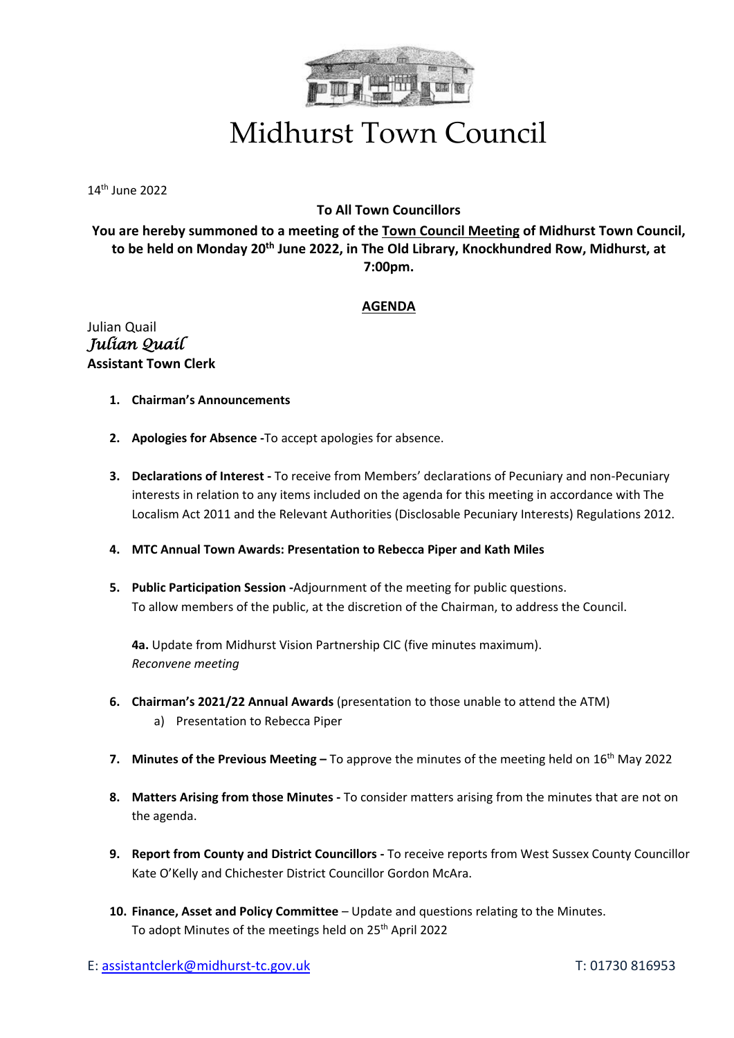# Midhurst Town Council

14th June 2022

**To All Town Councillors**

**You are hereby summoned to a meeting of the Town Council Meeting of Midhurst Town Council, to be held on Monday 20th June 2022, in The Old Library, Knockhundred Row, Midhurst, at 7:00pm.**

## AGENDA

Julian Quail
*Julian Quail*
**Assistant Town Clerk**

1. **Chairman's Announcements**

2. **Apologies for Absence -** To accept apologies for absence.

3. **Declarations of Interest -** To receive from Members' declarations of Pecuniary and non-Pecuniary interests in relation to any items included on the agenda for this meeting in accordance with The Localism Act 2011 and the Relevant Authorities (Disclosable Pecuniary Interests) Regulations 2012.

4. **MTC Annual Town Awards: Presentation to Rebecca Piper and Kath Miles**

5. **Public Participation Session -** Adjournment of the meeting for public questions. To allow members of the public, at the discretion of the Chairman, to address the Council.

   **4a.** Update from Midhurst Vision Partnership CIC (five minutes maximum).
   *Reconvene meeting*

6. **Chairman's 2021/22 Annual Awards** (presentation to those unable to attend the ATM)
   a) Presentation to Rebecca Piper

7. **Minutes of the Previous Meeting –** To approve the minutes of the meeting held on 16th May 2022

8. **Matters Arising from those Minutes -** To consider matters arising from the minutes that are not on the agenda.

9. **Report from County and District Councillors -** To receive reports from West Sussex County Councillor Kate O'Kelly and Chichester District Councillor Gordon McAra.

10. **Finance, Asset and Policy Committee** – Update and questions relating to the Minutes. To adopt Minutes of the meetings held on 25th April 2022

E: assistantclerk@midhurst-tc.gov.uk T: 01730 816953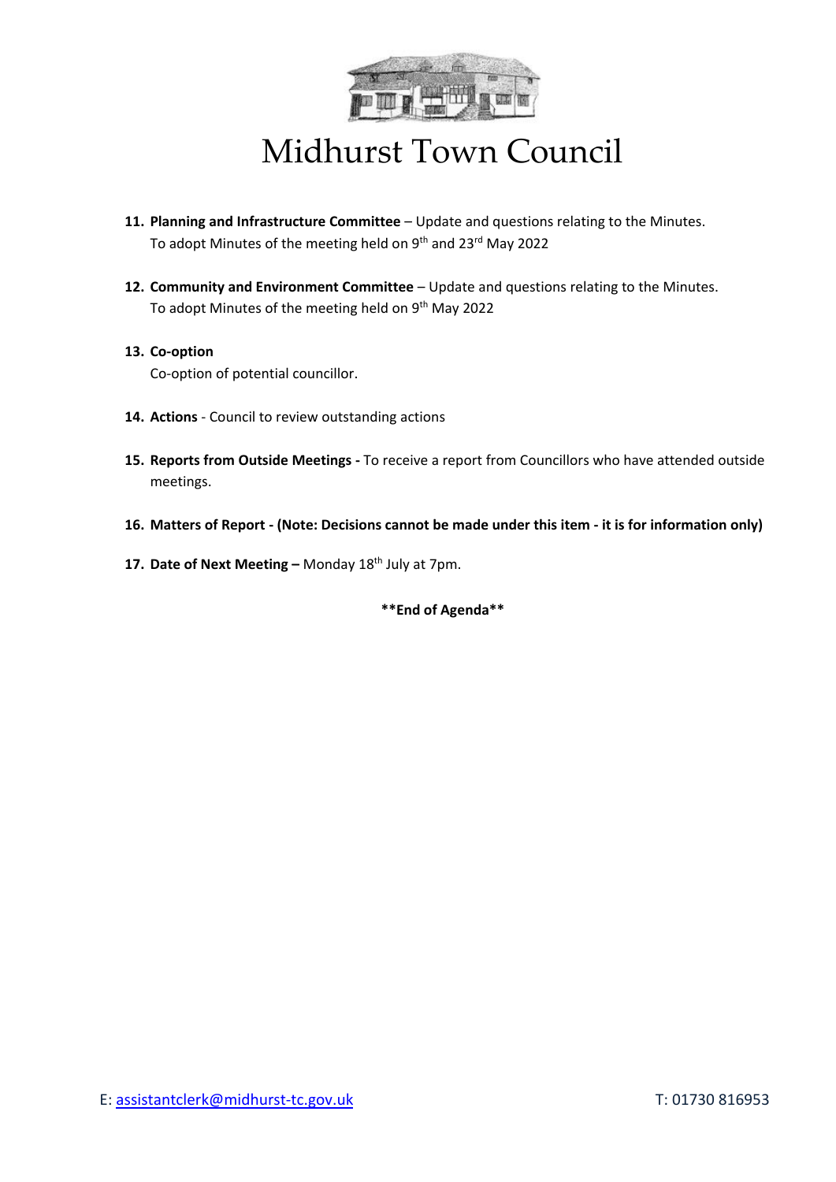# Midhurst Town Council

11. **Planning and Infrastructure Committee** – Update and questions relating to the Minutes. To adopt Minutes of the meeting held on 9th and 23rd May 2022

12. **Community and Environment Committee** – Update and questions relating to the Minutes. To adopt Minutes of the meeting held on 9th May 2022

13. **Co-option**
    Co-option of potential councillor.

14. **Actions** - Council to review outstanding actions

15. **Reports from Outside Meetings -** To receive a report from Councillors who have attended outside meetings.

16. **Matters of Report - (Note: Decisions cannot be made under this item - it is for information only)**

17. **Date of Next Meeting –** Monday 18th July at 7pm.

**\*\*End of Agenda\*\***

E: assistantclerk@midhurst-tc.gov.uk T: 01730 816953